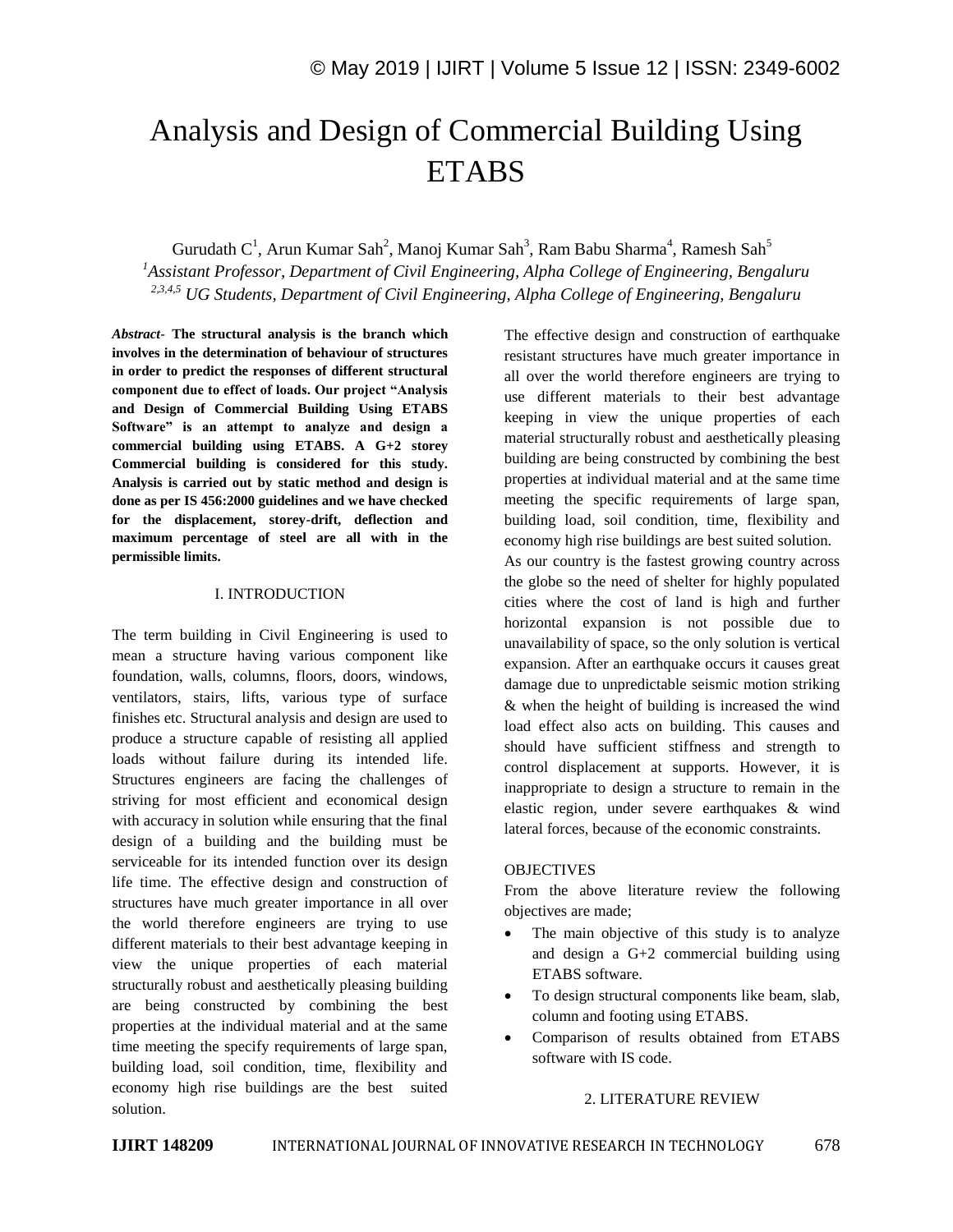# Analysis and Design of Commercial Building Using ETABS

Gurudath C[1], Arun Kumar Sah[2], Manoj Kumar Sah[3], Ram Babu Sharma[4], Ramesh Sah[5]

[1]*Assistant Professor, Department of Civil Engineering, Alpha College of Engineering, Bengaluru*

[2,3,4,5] *UG Students, Department of Civil Engineering, Alpha College of Engineering, Bengaluru*

***Abstract*- The structural analysis is the branch which involves in the determination of behaviour of structures in order to predict the responses of different structural component due to effect of loads. Our project "Analysis and Design of Commercial Building Using ETABS Software" is an attempt to analyze and design a commercial building using ETABS. A G+2 storey Commercial building is considered for this study. Analysis is carried out by static method and design is done as per IS 456:2000 guidelines and we have checked for the displacement, storey-drift, deflection and maximum percentage of steel are all with in the permissible limits.**

## I. INTRODUCTION

The term building in Civil Engineering is used to mean a structure having various component like foundation, walls, columns, floors, doors, windows, ventilators, stairs, lifts, various type of surface finishes etc. Structural analysis and design are used to produce a structure capable of resisting all applied loads without failure during its intended life. Structures engineers are facing the challenges of striving for most efficient and economical design with accuracy in solution while ensuring that the final design of a building and the building must be serviceable for its intended function over its design life time. The effective design and construction of structures have much greater importance in all over the world therefore engineers are trying to use different materials to their best advantage keeping in view the unique properties of each material structurally robust and aesthetically pleasing building are being constructed by combining the best properties at the individual material and at the same time meeting the specify requirements of large span, building load, soil condition, time, flexibility and economy high rise buildings are the best suited solution.

The effective design and construction of earthquake resistant structures have much greater importance in all over the world therefore engineers are trying to use different materials to their best advantage keeping in view the unique properties of each material structurally robust and aesthetically pleasing building are being constructed by combining the best properties at individual material and at the same time meeting the specific requirements of large span, building load, soil condition, time, flexibility and economy high rise buildings are best suited solution.

As our country is the fastest growing country across the globe so the need of shelter for highly populated cities where the cost of land is high and further horizontal expansion is not possible due to unavailability of space, so the only solution is vertical expansion. After an earthquake occurs it causes great damage due to unpredictable seismic motion striking & when the height of building is increased the wind load effect also acts on building. This causes and should have sufficient stiffness and strength to control displacement at supports. However, it is inappropriate to design a structure to remain in the elastic region, under severe earthquakes & wind lateral forces, because of the economic constraints.

### OBJECTIVES

From the above literature review the following objectives are made;

- The main objective of this study is to analyze and design a G+2 commercial building using ETABS software.
- To design structural components like beam, slab, column and footing using ETABS.
- Comparison of results obtained from ETABS software with IS code.

## 2. LITERATURE REVIEW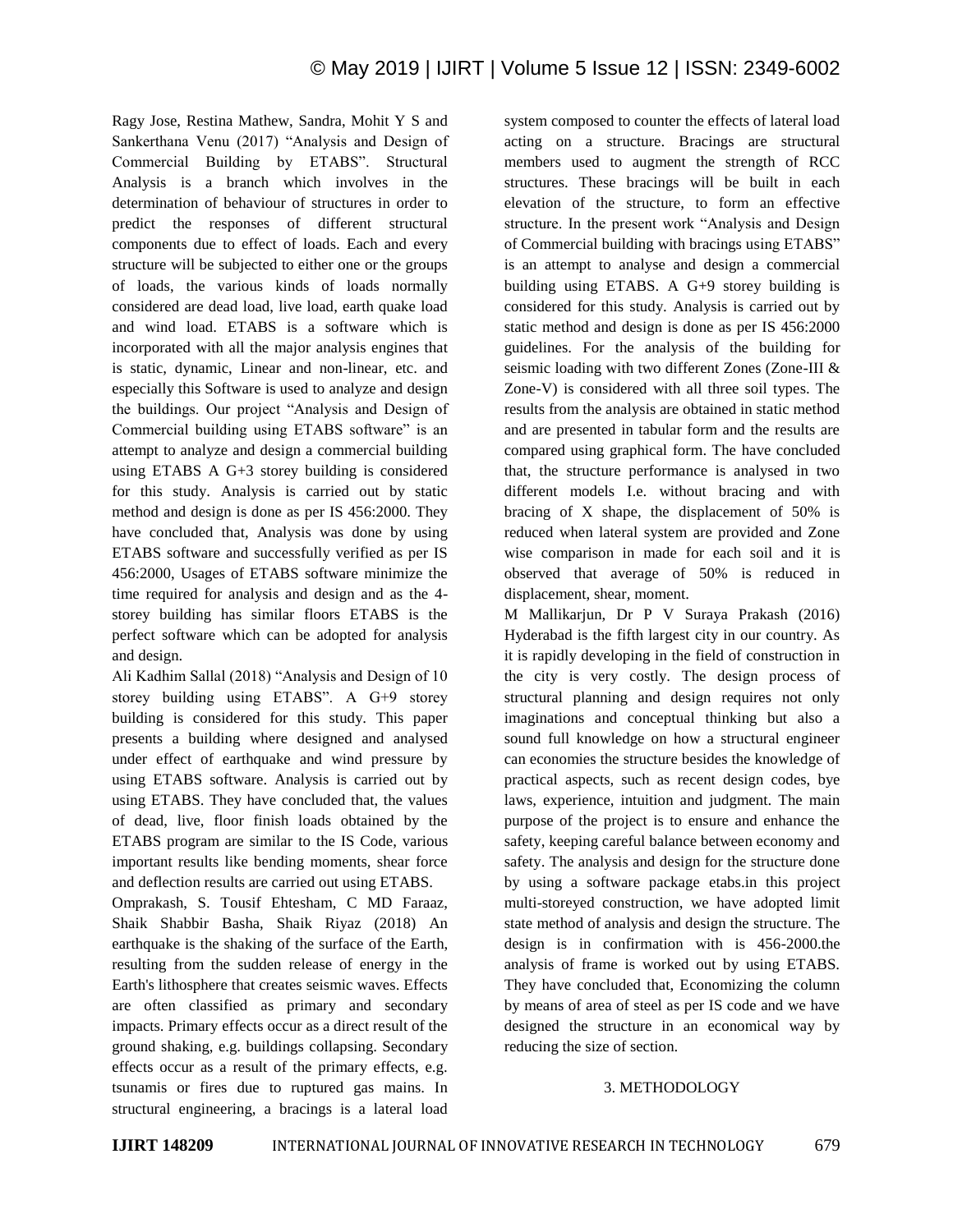Ragy Jose, Restina Mathew, Sandra, Mohit Y S and Sankerthana Venu (2017) "Analysis and Design of Commercial Building by ETABS". Structural Analysis is a branch which involves in the determination of behaviour of structures in order to predict the responses of different structural components due to effect of loads. Each and every structure will be subjected to either one or the groups of loads, the various kinds of loads normally considered are dead load, live load, earth quake load and wind load. ETABS is a software which is incorporated with all the major analysis engines that is static, dynamic, Linear and non-linear, etc. and especially this Software is used to analyze and design the buildings. Our project "Analysis and Design of Commercial building using ETABS software" is an attempt to analyze and design a commercial building using ETABS A G+3 storey building is considered for this study. Analysis is carried out by static method and design is done as per IS 456:2000. They have concluded that, Analysis was done by using ETABS software and successfully verified as per IS 456:2000, Usages of ETABS software minimize the time required for analysis and design and as the 4-storey building has similar floors ETABS is the perfect software which can be adopted for analysis and design.

Ali Kadhim Sallal (2018) "Analysis and Design of 10 storey building using ETABS". A G+9 storey building is considered for this study. This paper presents a building where designed and analysed under effect of earthquake and wind pressure by using ETABS software. Analysis is carried out by using ETABS. They have concluded that, the values of dead, live, floor finish loads obtained by the ETABS program are similar to the IS Code, various important results like bending moments, shear force and deflection results are carried out using ETABS.

Omprakash, S. Tousif Ehtesham, C MD Faraaz, Shaik Shabbir Basha, Shaik Riyaz (2018) An earthquake is the shaking of the surface of the Earth, resulting from the sudden release of energy in the Earth's lithosphere that creates seismic waves. Effects are often classified as primary and secondary impacts. Primary effects occur as a direct result of the ground shaking, e.g. buildings collapsing. Secondary effects occur as a result of the primary effects, e.g. tsunamis or fires due to ruptured gas mains. In structural engineering, a bracings is a lateral load system composed to counter the effects of lateral load acting on a structure. Bracings are structural members used to augment the strength of RCC structures. These bracings will be built in each elevation of the structure, to form an effective structure. In the present work "Analysis and Design of Commercial building with bracings using ETABS" is an attempt to analyse and design a commercial building using ETABS. A G+9 storey building is considered for this study. Analysis is carried out by static method and design is done as per IS 456:2000 guidelines. For the analysis of the building for seismic loading with two different Zones (Zone-III & Zone-V) is considered with all three soil types. The results from the analysis are obtained in static method and are presented in tabular form and the results are compared using graphical form. The have concluded that, the structure performance is analysed in two different models I.e. without bracing and with bracing of X shape, the displacement of 50% is reduced when lateral system are provided and Zone wise comparison in made for each soil and it is observed that average of 50% is reduced in displacement, shear, moment.

M Mallikarjun, Dr P V Suraya Prakash (2016) Hyderabad is the fifth largest city in our country. As it is rapidly developing in the field of construction in the city is very costly. The design process of structural planning and design requires not only imaginations and conceptual thinking but also a sound full knowledge on how a structural engineer can economies the structure besides the knowledge of practical aspects, such as recent design codes, bye laws, experience, intuition and judgment. The main purpose of the project is to ensure and enhance the safety, keeping careful balance between economy and safety. The analysis and design for the structure done by using a software package etabs.in this project multi-storeyed construction, we have adopted limit state method of analysis and design the structure. The design is in confirmation with is 456-2000.the analysis of frame is worked out by using ETABS. They have concluded that, Economizing the column by means of area of steel as per IS code and we have designed the structure in an economical way by reducing the size of section.

## 3. METHODOLOGY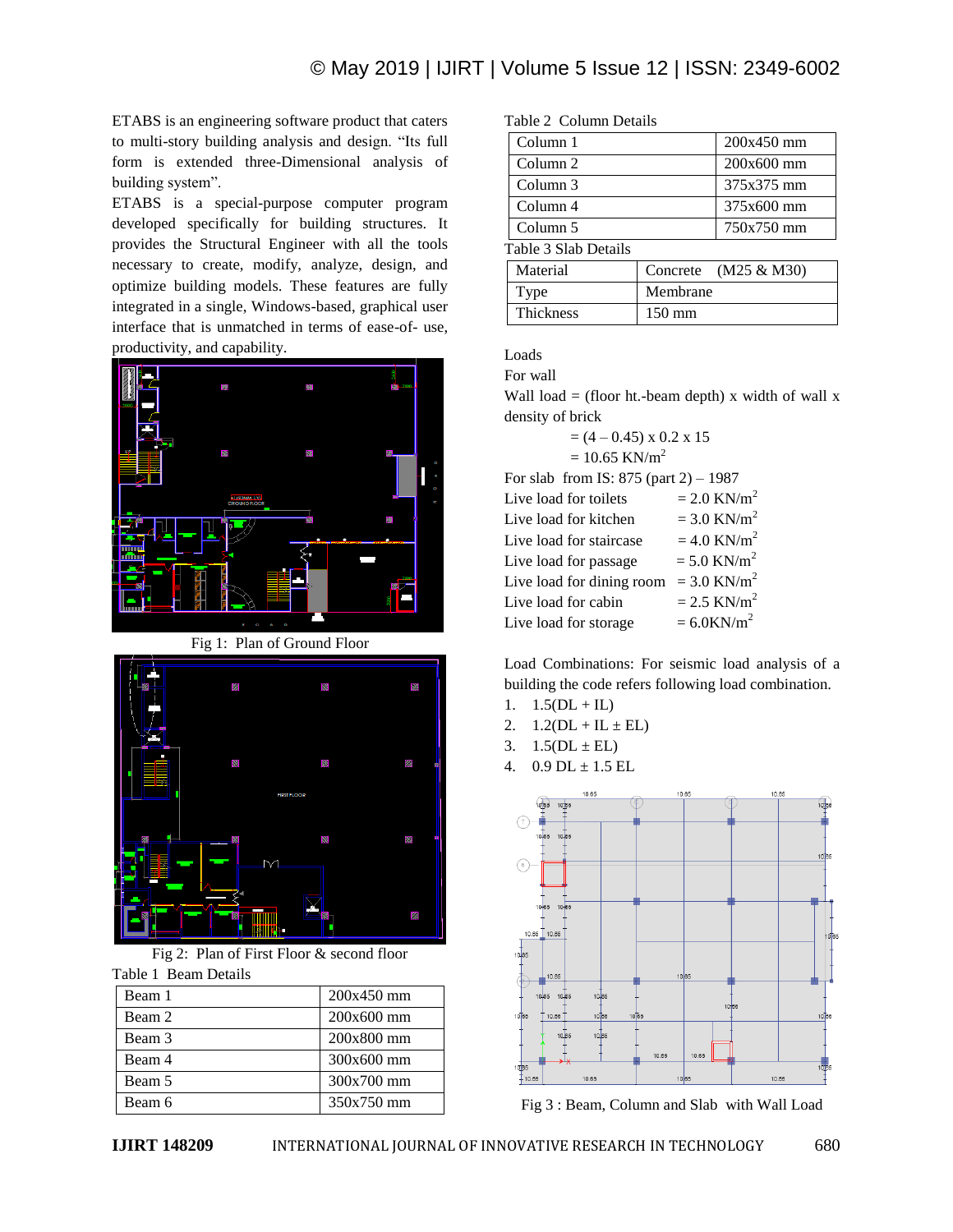ETABS is an engineering software product that caters to multi-story building analysis and design. “Its full form is extended three-Dimensional analysis of building system”.

ETABS is a special-purpose computer program developed specifically for building structures. It provides the Structural Engineer with all the tools necessary to create, modify, analyze, design, and optimize building models. These features are fully integrated in a single, Windows-based, graphical user interface that is unmatched in terms of ease-of- use, productivity, and capability.

Fig 1: Plan of Ground Floor

Fig 2: Plan of First Floor & second floor

Table 1 Beam Details

| Beam | Size |
|---|---|
| Beam 1 | 200x450 mm |
| Beam 2 | 200x600 mm |
| Beam 3 | 200x800 mm |
| Beam 4 | 300x600 mm |
| Beam 5 | 300x700 mm |
| Beam 6 | 350x750 mm |

Table 2 Column Details

| Column | Size |
|---|---|
| Column 1 | 200x450 mm |
| Column 2 | 200x600 mm |
| Column 3 | 375x375 mm |
| Column 4 | 375x600 mm |
| Column 5 | 750x750 mm |

Table 3 Slab Details

| Property | Value |
|---|---|
| Material | Concrete (M25 & M30) |
| Type | Membrane |
| Thickness | 150 mm |

Loads

For wall

Wall load = (floor ht.-beam depth) x width of wall x density of brick

$= (4 – 0.45) \times 0.2 \times 15$

$= 10.65 \text{ KN/m}^2$

For slab from IS: 875 (part 2) – 1987

Live load for toilets $= 2.0 \text{ KN/m}^2$

Live load for kitchen $= 3.0 \text{ KN/m}^2$

Live load for staircase $= 4.0 \text{ KN/m}^2$

Live load for passage $= 5.0 \text{ KN/m}^2$

Live load for dining room $= 3.0 \text{ KN/m}^2$

Live load for cabin $= 2.5 \text{ KN/m}^2$

Live load for storage $= 6.0 \text{ KN/m}^2$

Load Combinations: For seismic load analysis of a building the code refers following load combination.

1. 1.5(DL + IL)
2. 1.2(DL + IL ± EL)
3. 1.5(DL ± EL)
4. 0.9 DL ± 1.5 EL

Fig 3 : Beam, Column and Slab with Wall Load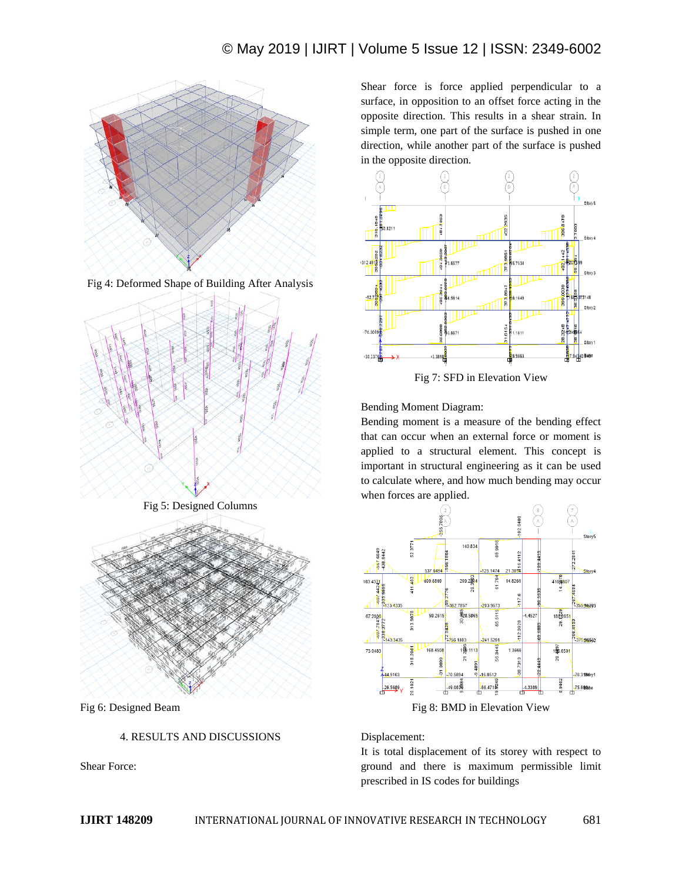Fig 4: Deformed Shape of Building After Analysis

Fig 5: Designed Columns

Fig 6: Designed Beam

## 4. RESULTS AND DISCUSSIONS

Shear Force:

Shear force is force applied perpendicular to a surface, in opposition to an offset force acting in the opposite direction. This results in a shear strain. In simple term, one part of the surface is pushed in one direction, while another part of the surface is pushed in the opposite direction.

Fig 7: SFD in Elevation View

Bending Moment Diagram:

Bending moment is a measure of the bending effect that can occur when an external force or moment is applied to a structural element. This concept is important in structural engineering as it can be used to calculate where, and how much bending may occur when forces are applied.

Fig 8: BMD in Elevation View

Displacement:

It is total displacement of its storey with respect to ground and there is maximum permissible limit prescribed in IS codes for buildings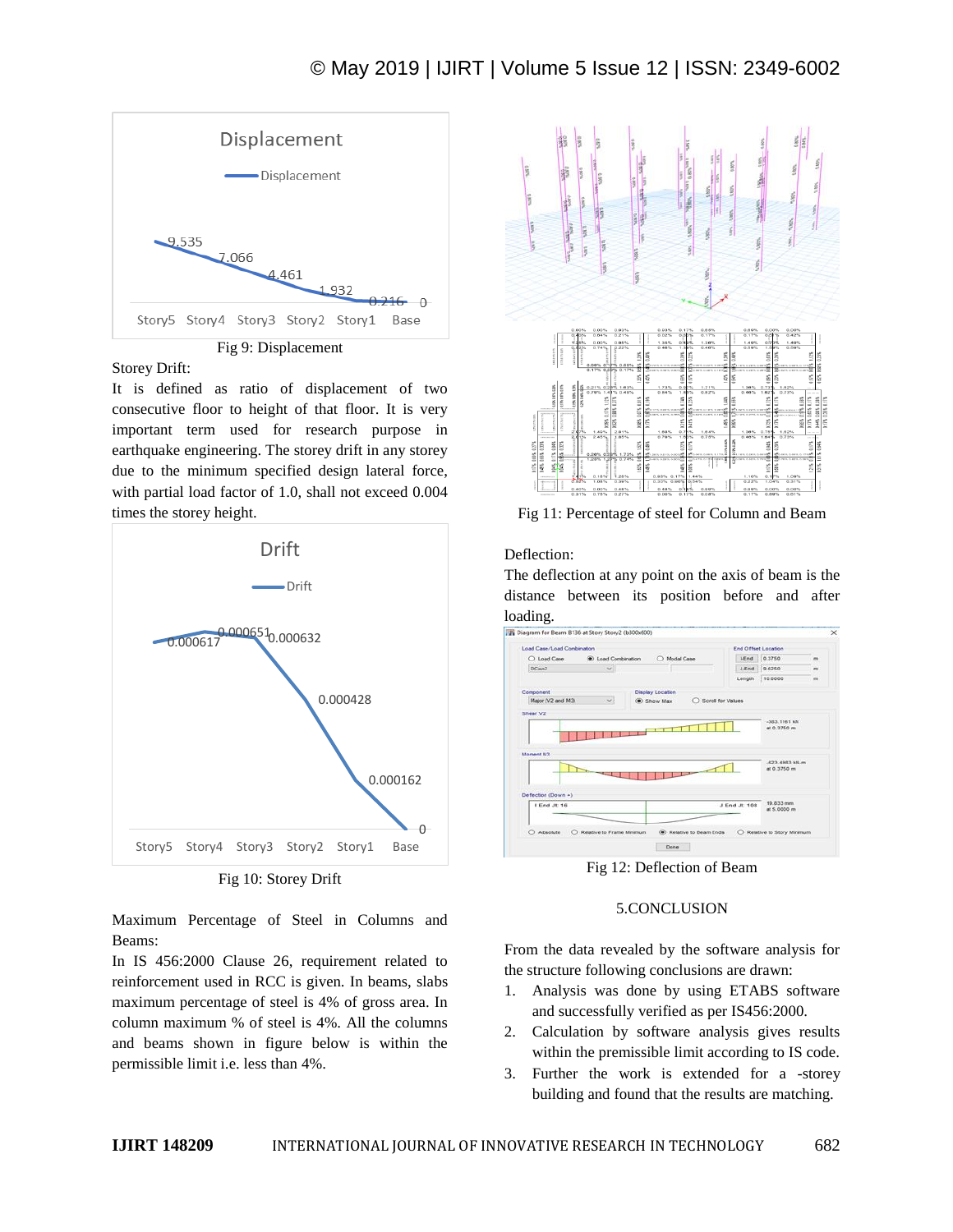Fig 9: Displacement

Storey Drift:

It is defined as ratio of displacement of two consecutive floor to height of that floor. It is very important term used for research purpose in earthquake engineering. The storey drift in any storey due to the minimum specified design lateral force, with partial load factor of 1.0, shall not exceed 0.004 times the storey height.

Fig 10: Storey Drift

Maximum Percentage of Steel in Columns and Beams:

In IS 456:2000 Clause 26, requirement related to reinforcement used in RCC is given. In beams, slabs maximum percentage of steel is 4% of gross area. In column maximum % of steel is 4%. All the columns and beams shown in figure below is within the permissible limit i.e. less than 4%.

Fig 11: Percentage of steel for Column and Beam

Deflection:

The deflection at any point on the axis of beam is the distance between its position before and after loading.

Fig 12: Deflection of Beam

## 5.CONCLUSION

From the data revealed by the software analysis for the structure following conclusions are drawn:

1. Analysis was done by using ETABS software and successfully verified as per IS456:2000.
2. Calculation by software analysis gives results within the premissible limit according to IS code.
3. Further the work is extended for a -storey building and found that the results are matching.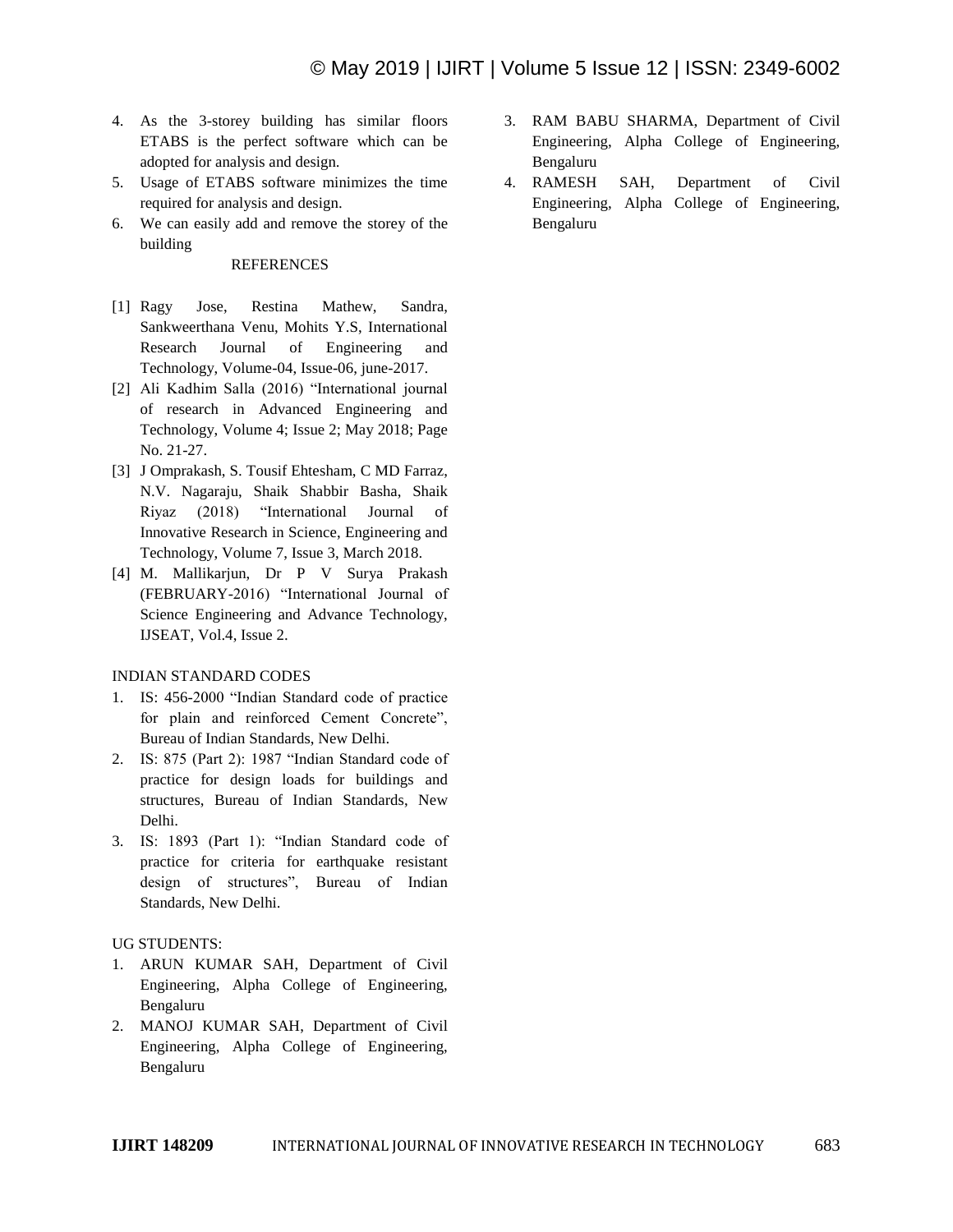4. As the 3-storey building has similar floors ETABS is the perfect software which can be adopted for analysis and design.
5. Usage of ETABS software minimizes the time required for analysis and design.
6. We can easily add and remove the storey of the building

## REFERENCES

[1] Ragy Jose, Restina Mathew, Sandra, Sankweerthana Venu, Mohits Y.S, International Research Journal of Engineering and Technology, Volume-04, Issue-06, june-2017.

[2] Ali Kadhim Salla (2016) "International journal of research in Advanced Engineering and Technology, Volume 4; Issue 2; May 2018; Page No. 21-27.

[3] J Omprakash, S. Tousif Ehtesham, C MD Farraz, N.V. Nagaraju, Shaik Shabbir Basha, Shaik Riyaz (2018) "International Journal of Innovative Research in Science, Engineering and Technology, Volume 7, Issue 3, March 2018.

[4] M. Mallikarjun, Dr P V Surya Prakash (FEBRUARY-2016) "International Journal of Science Engineering and Advance Technology, IJSEAT, Vol.4, Issue 2.

INDIAN STANDARD CODES

1. IS: 456-2000 "Indian Standard code of practice for plain and reinforced Cement Concrete", Bureau of Indian Standards, New Delhi.
2. IS: 875 (Part 2): 1987 "Indian Standard code of practice for design loads for buildings and structures, Bureau of Indian Standards, New Delhi.
3. IS: 1893 (Part 1): "Indian Standard code of practice for criteria for earthquake resistant design of structures", Bureau of Indian Standards, New Delhi.

UG STUDENTS:

1. ARUN KUMAR SAH, Department of Civil Engineering, Alpha College of Engineering, Bengaluru
2. MANOJ KUMAR SAH, Department of Civil Engineering, Alpha College of Engineering, Bengaluru
3. RAM BABU SHARMA, Department of Civil Engineering, Alpha College of Engineering, Bengaluru
4. RAMESH SAH, Department of Civil Engineering, Alpha College of Engineering, Bengaluru